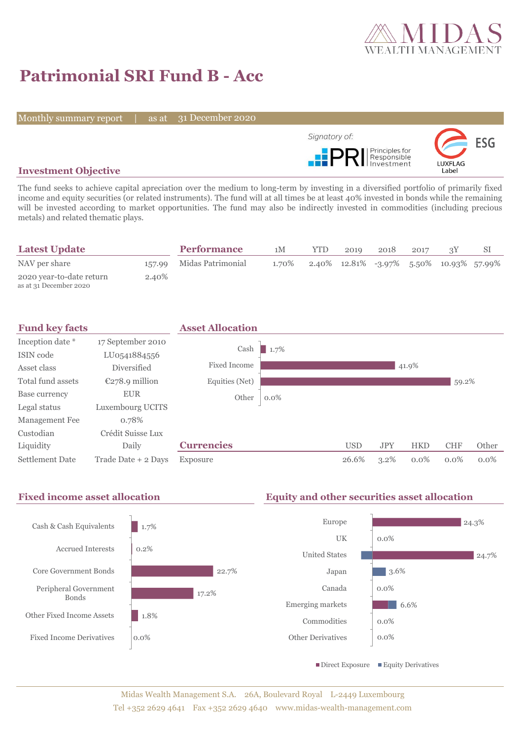# Patrimonial SRI Fund B - Acc

Monthly summary report | as at 31 December 2020

Signatory of: PRI Principles for Responsible Investment

LUXFLAG ESG Label

## Investment Objective

The fund seeks to achieve capital apreciation over the medium to long-term by investing in a diversified portfolio of primarily fixed income and equity securities (or related instruments). The fund will at all times be at least 40% invested in bonds while the remaining will be invested according to market opportunities. The fund may also be indirectly invested in commodities (including precious metals) and related thematic plays.

## Latest Update

| | |
|---|---|
| NAV per share | 157.99 |
| 2020 year-to-date return<br>as at 31 December 2020 | 2.40% |

## Performance

| | 1M | YTD | 2019 | 2018 | 2017 | 3Y | SI |
|---|---|---|---|---|---|---|---|
| Midas Patrimonial | 1.70% | 2.40% | 12.81% | -3.97% | 5.50% | 10.93% | 57.99% |

## Fund key facts

| | |
|---|---|
| Inception date * | 17 September 2010 |
| ISIN code | LU0541884556 |
| Asset class | Diversified |
| Total fund assets | €278.9 million |
| Base currency | EUR |
| Legal status | Luxembourg UCITS |
| Management Fee | 0.78% |
| Custodian | Crédit Suisse Lux |
| Liquidity | Daily |
| Settlement Date | Trade Date + 2 Days |

## Asset Allocation

| | |
|---|---|
| Cash | 1.7% |
| Fixed Income | 41.9% |
| Equities (Net) | 59.2% |
| Other | 0.0% |

## Currencies

| | USD | JPY | HKD | CHF | Other |
|---|---|---|---|---|---|
| Exposure | 26.6% | 3.2% | 0.0% | 0.0% | 0.0% |

## Fixed income asset allocation

| | |
|---|---|
| Cash & Cash Equivalents | 1.7% |
| Accrued Interests | 0.2% |
| Core Government Bonds | 22.7% |
| Peripheral Government Bonds | 17.2% |
| Other Fixed Income Assets | 1.8% |
| Fixed Income Derivatives | 0.0% |

## Equity and other securities asset allocation

| | |
|---|---|
| Europe | 24.3% |
| UK | 0.0% |
| United States | 24.7% |
| Japan | 3.6% |
| Canada | 0.0% |
| Emerging markets | 6.6% |
| Commodities | 0.0% |
| Other Derivatives | 0.0% |

■ Direct Exposure ■ Equity Derivatives

Midas Wealth Management S.A. 26A, Boulevard Royal L-2449 Luxembourg
Tel +352 2629 4641 Fax +352 2629 4640 www.midas-wealth-management.com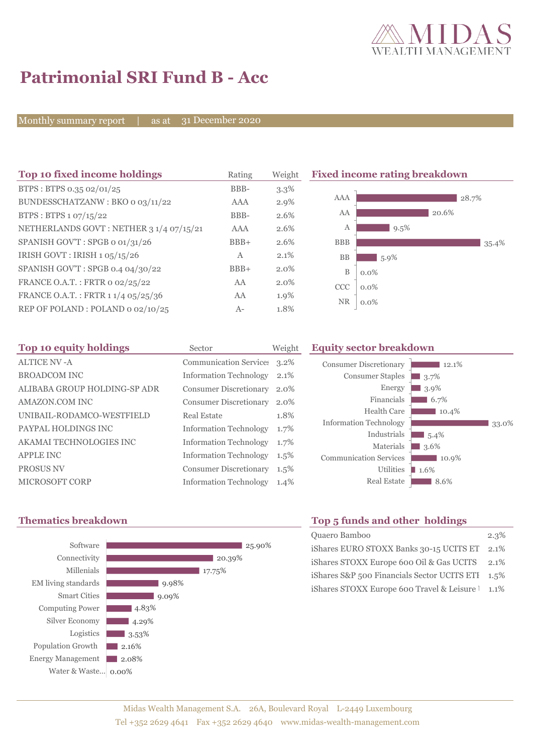# Patrimonial SRI Fund B - Acc

Monthly summary report | as at 31 December 2020

## Top 10 fixed income holdings

| Top 10 fixed income holdings | Rating | Weight |
|---|---|---|
| BTPS : BTPS 0.35 02/01/25 | BBB- | 3.3% |
| BUNDESSCHATZANW : BKO 0 03/11/22 | AAA | 2.9% |
| BTPS : BTPS 1 07/15/22 | BBB- | 2.6% |
| NETHERLANDS GOVT : NETHER 3 1/4 07/15/21 | AAA | 2.6% |
| SPANISH GOV'T : SPGB 0 01/31/26 | BBB+ | 2.6% |
| IRISH GOVT : IRISH 1 05/15/26 | A | 2.1% |
| SPANISH GOV'T : SPGB 0.4 04/30/22 | BBB+ | 2.0% |
| FRANCE O.A.T. : FRTR 0 02/25/22 | AA | 2.0% |
| FRANCE O.A.T. : FRTR 1 1/4 05/25/36 | AA | 1.9% |
| REP OF POLAND : POLAND 0 02/10/25 | A- | 1.8% |

## Fixed income rating breakdown

| Rating | Weight |
|---|---|
| AAA | 28.7% |
| AA | 20.6% |
| A | 9.5% |
| BBB | 35.4% |
| BB | 5.9% |
| B | 0.0% |
| CCC | 0.0% |
| NR | 0.0% |

## Top 10 equity holdings

| Top 10 equity holdings | Sector | Weight |
|---|---|---|
| ALTICE NV -A | Communication Services | 3.2% |
| BROADCOM INC | Information Technology | 2.1% |
| ALIBABA GROUP HOLDING-SP ADR | Consumer Discretionary | 2.0% |
| AMAZON.COM INC | Consumer Discretionary | 2.0% |
| UNIBAIL-RODAMCO-WESTFIELD | Real Estate | 1.8% |
| PAYPAL HOLDINGS INC | Information Technology | 1.7% |
| AKAMAI TECHNOLOGIES INC | Information Technology | 1.7% |
| APPLE INC | Information Technology | 1.5% |
| PROSUS NV | Consumer Discretionary | 1.5% |
| MICROSOFT CORP | Information Technology | 1.4% |

## Equity sector breakdown

| Sector | Weight |
|---|---|
| Consumer Discretionary | 12.1% |
| Consumer Staples | 3.7% |
| Energy | 3.9% |
| Financials | 6.7% |
| Health Care | 10.4% |
| Information Technology | 33.0% |
| Industrials | 5.4% |
| Materials | 3.6% |
| Communication Services | 10.9% |
| Utilities | 1.6% |
| Real Estate | 8.6% |

## Thematics breakdown

| Theme | Weight |
|---|---|
| Software | 25.90% |
| Connectivity | 20.39% |
| Millenials | 17.75% |
| EM living standards | 9.98% |
| Smart Cities | 9.09% |
| Computing Power | 4.83% |
| Silver Economy | 4.29% |
| Logistics | 3.53% |
| Population Growth | 2.16% |
| Energy Management | 2.08% |
| Water & Waste... | 0.00% |

## Top 5 funds and other holdings

| Holding | Weight |
|---|---|
| Quaero Bamboo | 2.3% |
| iShares EURO STOXX Banks 30-15 UCITS ET | 2.1% |
| iShares STOXX Europe 600 Oil & Gas UCITS | 2.1% |
| iShares S&P 500 Financials Sector UCITS ETI | 1.5% |
| iShares STOXX Europe 600 Travel & Leisure | 1.1% |

Midas Wealth Management S.A. 26A, Boulevard Royal L-2449 Luxembourg
Tel +352 2629 4641 Fax +352 2629 4640 www.midas-wealth-management.com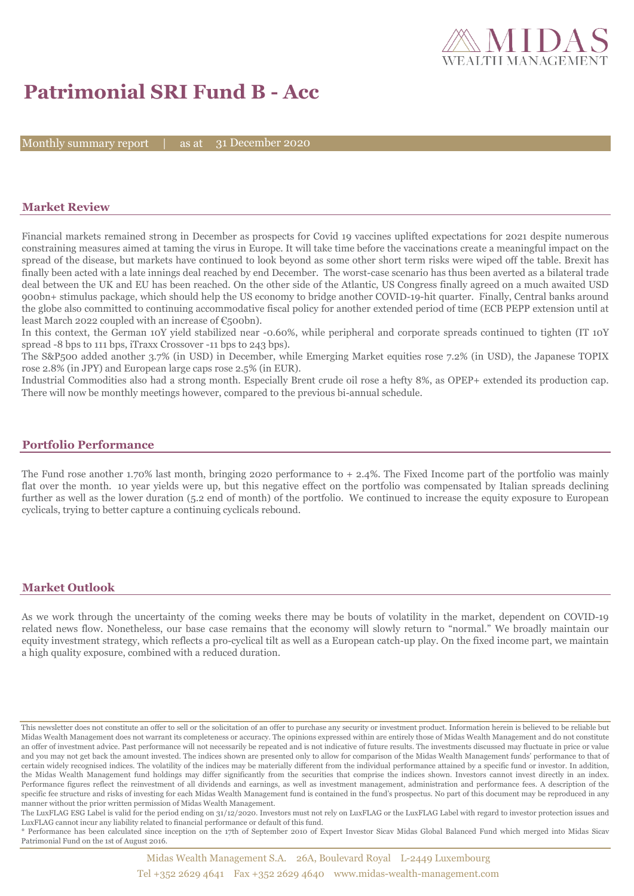# Patrimonial SRI Fund B - Acc

Monthly summary report | as at 31 December 2020

## Market Review

Financial markets remained strong in December as prospects for Covid 19 vaccines uplifted expectations for 2021 despite numerous constraining measures aimed at taming the virus in Europe. It will take time before the vaccinations create a meaningful impact on the spread of the disease, but markets have continued to look beyond as some other short term risks were wiped off the table. Brexit has finally been acted with a late innings deal reached by end December. The worst-case scenario has thus been averted as a bilateral trade deal between the UK and EU has been reached. On the other side of the Atlantic, US Congress finally agreed on a much awaited USD 900bn+ stimulus package, which should help the US economy to bridge another COVID-19-hit quarter. Finally, Central banks around the globe also committed to continuing accommodative fiscal policy for another extended period of time (ECB PEPP extension until at least March 2022 coupled with an increase of €500bn).

In this context, the German 10Y yield stabilized near -0.60%, while peripheral and corporate spreads continued to tighten (IT 10Y spread -8 bps to 111 bps, iTraxx Crossover -11 bps to 243 bps).

The S&P500 added another 3.7% (in USD) in December, while Emerging Market equities rose 7.2% (in USD), the Japanese TOPIX rose 2.8% (in JPY) and European large caps rose 2.5% (in EUR).

Industrial Commodities also had a strong month. Especially Brent crude oil rose a hefty 8%, as OPEP+ extended its production cap. There will now be monthly meetings however, compared to the previous bi-annual schedule.

## Portfolio Performance

The Fund rose another 1.70% last month, bringing 2020 performance to + 2.4%. The Fixed Income part of the portfolio was mainly flat over the month. 10 year yields were up, but this negative effect on the portfolio was compensated by Italian spreads declining further as well as the lower duration (5.2 end of month) of the portfolio. We continued to increase the equity exposure to European cyclicals, trying to better capture a continuing cyclicals rebound.

## Market Outlook

As we work through the uncertainty of the coming weeks there may be bouts of volatility in the market, dependent on COVID-19 related news flow. Nonetheless, our base case remains that the economy will slowly return to "normal." We broadly maintain our equity investment strategy, which reflects a pro-cyclical tilt as well as a European catch-up play. On the fixed income part, we maintain a high quality exposure, combined with a reduced duration.

This newsletter does not constitute an offer to sell or the solicitation of an offer to purchase any security or investment product. Information herein is believed to be reliable but Midas Wealth Management does not warrant its completeness or accuracy. The opinions expressed within are entirely those of Midas Wealth Management and do not constitute an offer of investment advice. Past performance will not necessarily be repeated and is not indicative of future results. The investments discussed may fluctuate in price or value and you may not get back the amount invested. The indices shown are presented only to allow for comparison of the Midas Wealth Management funds' performance to that of certain widely recognised indices. The volatility of the indices may be materially different from the individual performance attained by a specific fund or investor. In addition, the Midas Wealth Management fund holdings may differ significantly from the securities that comprise the indices shown. Investors cannot invest directly in an index. Performance figures reflect the reinvestment of all dividends and earnings, as well as investment management, administration and performance fees. A description of the specific fee structure and risks of investing for each Midas Wealth Management fund is contained in the fund's prospectus. No part of this document may be reproduced in any manner without the prior written permission of Midas Wealth Management.

The LuxFLAG ESG Label is valid for the period ending on 31/12/2020. Investors must not rely on LuxFLAG or the LuxFLAG Label with regard to investor protection issues and LuxFLAG cannot incur any liability related to financial performance or default of this fund.

* Performance has been calculated since inception on the 17th of September 2010 of Expert Investor Sicav Midas Global Balanced Fund which merged into Midas Sicav Patrimonial Fund on the 1st of August 2016.

Midas Wealth Management S.A. 26A, Boulevard Royal L-2449 Luxembourg

Tel +352 2629 4641 Fax +352 2629 4640 www.midas-wealth-management.com